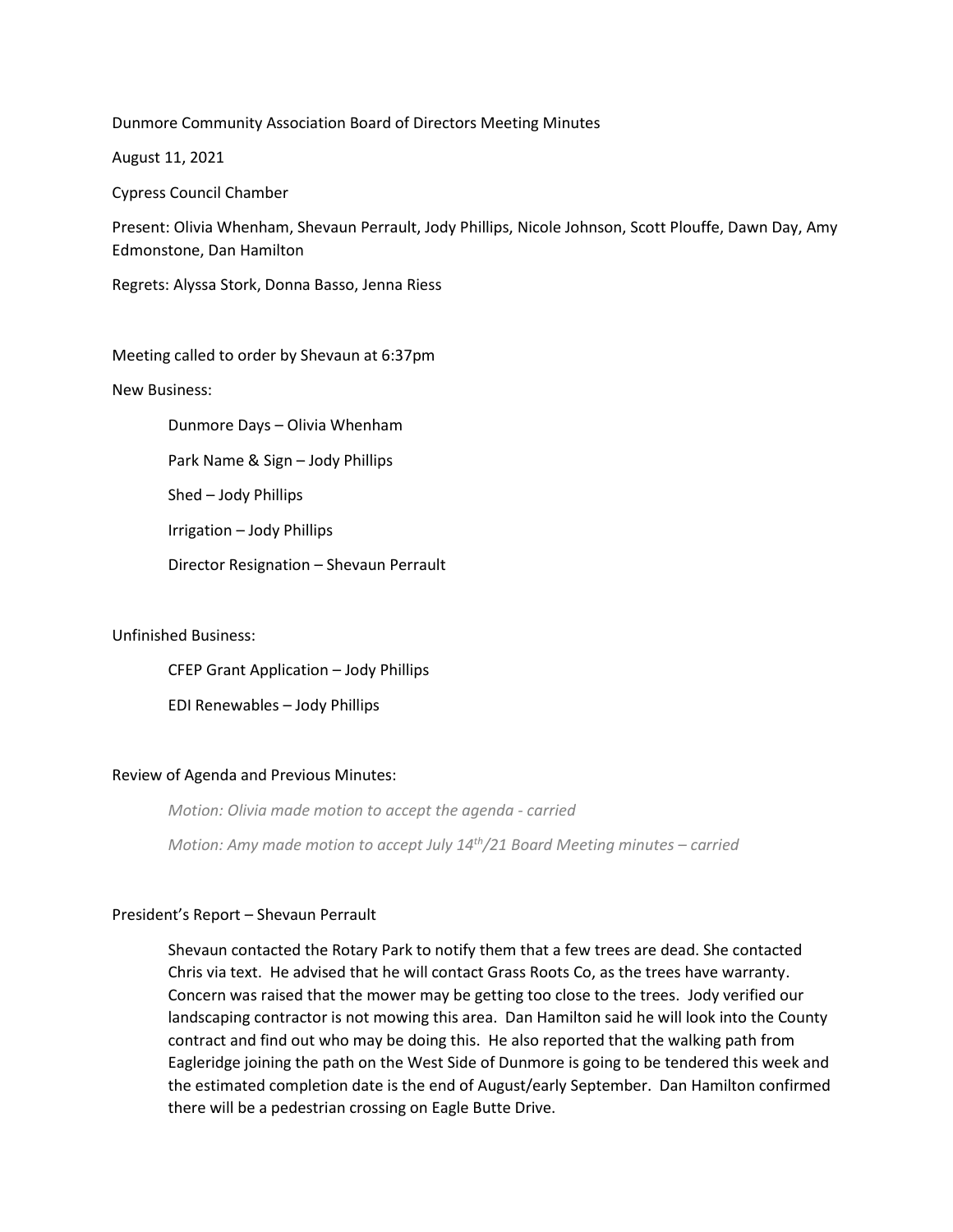Dunmore Community Association Board of Directors Meeting Minutes

August 11, 2021

Cypress Council Chamber

Present: Olivia Whenham, Shevaun Perrault, Jody Phillips, Nicole Johnson, Scott Plouffe, Dawn Day, Amy Edmonstone, Dan Hamilton

Regrets: Alyssa Stork, Donna Basso, Jenna Riess

Meeting called to order by Shevaun at 6:37pm

New Business:

> Dunmore Days – Olivia Whenham
>
> Park Name & Sign – Jody Phillips
>
> Shed – Jody Phillips
>
> Irrigation – Jody Phillips
>
> Director Resignation – Shevaun Perrault

Unfinished Business:

> CFEP Grant Application – Jody Phillips
>
> EDI Renewables – Jody Phillips

Review of Agenda and Previous Minutes:

> *Motion: Olivia made motion to accept the agenda - carried*
>
> *Motion: Amy made motion to accept July 14th/21 Board Meeting minutes – carried*

President's Report – Shevaun Perrault

> Shevaun contacted the Rotary Park to notify them that a few trees are dead. She contacted Chris via text. He advised that he will contact Grass Roots Co, as the trees have warranty. Concern was raised that the mower may be getting too close to the trees. Jody verified our landscaping contractor is not mowing this area. Dan Hamilton said he will look into the County contract and find out who may be doing this. He also reported that the walking path from Eagleridge joining the path on the West Side of Dunmore is going to be tendered this week and the estimated completion date is the end of August/early September. Dan Hamilton confirmed there will be a pedestrian crossing on Eagle Butte Drive.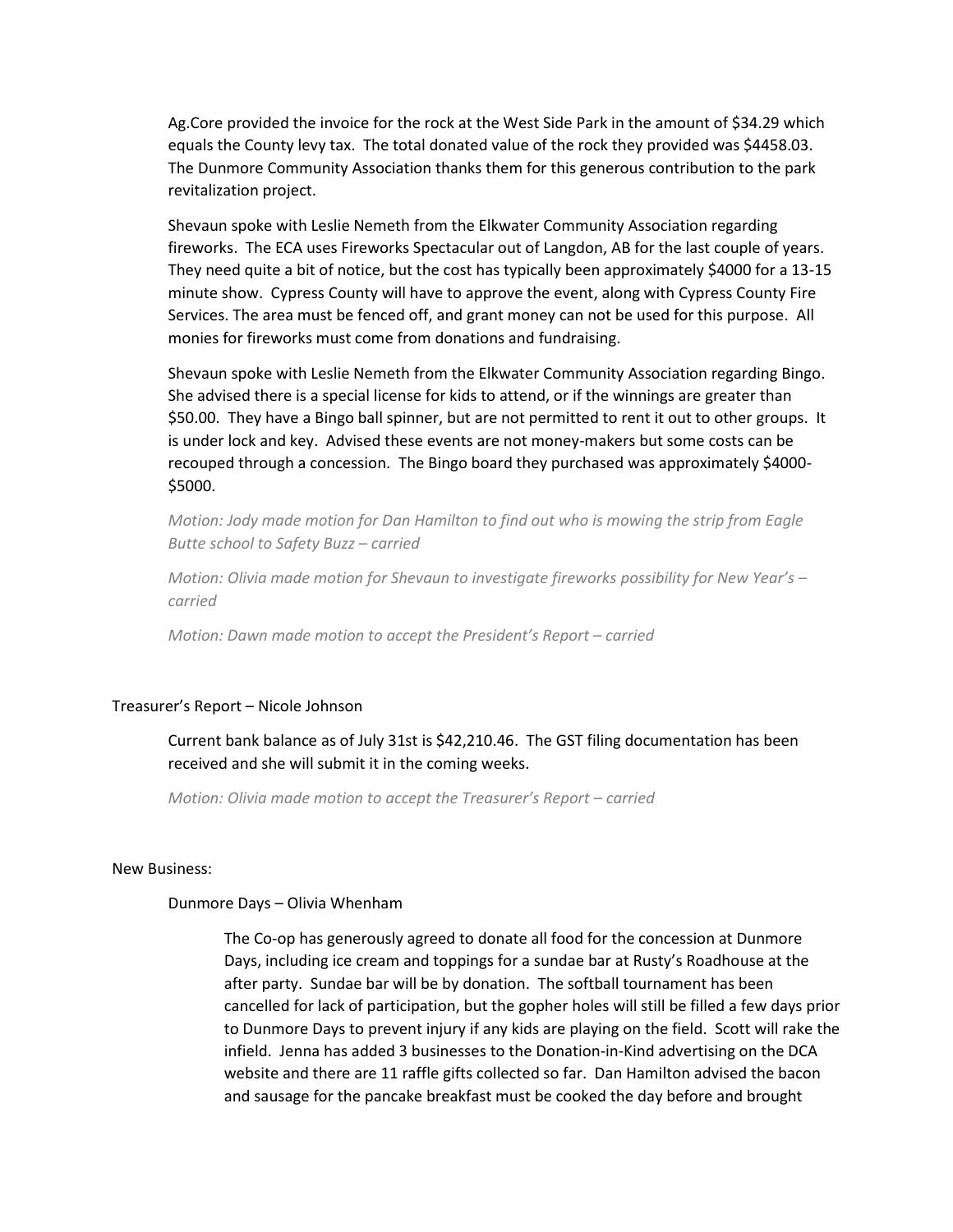Ag.Core provided the invoice for the rock at the West Side Park in the amount of $34.29 which equals the County levy tax. The total donated value of the rock they provided was $4458.03. The Dunmore Community Association thanks them for this generous contribution to the park revitalization project.

Shevaun spoke with Leslie Nemeth from the Elkwater Community Association regarding fireworks. The ECA uses Fireworks Spectacular out of Langdon, AB for the last couple of years. They need quite a bit of notice, but the cost has typically been approximately $4000 for a 13-15 minute show. Cypress County will have to approve the event, along with Cypress County Fire Services. The area must be fenced off, and grant money can not be used for this purpose. All monies for fireworks must come from donations and fundraising.

Shevaun spoke with Leslie Nemeth from the Elkwater Community Association regarding Bingo. She advised there is a special license for kids to attend, or if the winnings are greater than $50.00. They have a Bingo ball spinner, but are not permitted to rent it out to other groups. It is under lock and key. Advised these events are not money-makers but some costs can be recouped through a concession. The Bingo board they purchased was approximately $4000-$5000.

*Motion: Jody made motion for Dan Hamilton to find out who is mowing the strip from Eagle Butte school to Safety Buzz – carried*

*Motion: Olivia made motion for Shevaun to investigate fireworks possibility for New Year's – carried*

*Motion: Dawn made motion to accept the President's Report – carried*

Treasurer's Report – Nicole Johnson

Current bank balance as of July 31st is $42,210.46. The GST filing documentation has been received and she will submit it in the coming weeks.

*Motion: Olivia made motion to accept the Treasurer's Report – carried*

New Business:

Dunmore Days – Olivia Whenham

The Co-op has generously agreed to donate all food for the concession at Dunmore Days, including ice cream and toppings for a sundae bar at Rusty's Roadhouse at the after party. Sundae bar will be by donation. The softball tournament has been cancelled for lack of participation, but the gopher holes will still be filled a few days prior to Dunmore Days to prevent injury if any kids are playing on the field. Scott will rake the infield. Jenna has added 3 businesses to the Donation-in-Kind advertising on the DCA website and there are 11 raffle gifts collected so far. Dan Hamilton advised the bacon and sausage for the pancake breakfast must be cooked the day before and brought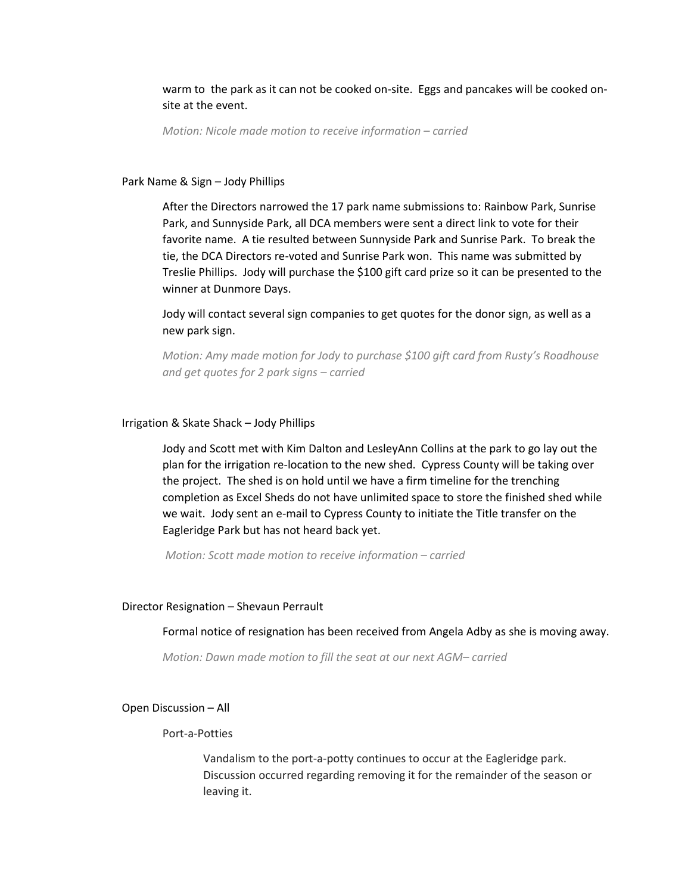warm to the park as it can not be cooked on-site. Eggs and pancakes will be cooked on-site at the event.

*Motion: Nicole made motion to receive information – carried*

## Park Name & Sign – Jody Phillips

After the Directors narrowed the 17 park name submissions to: Rainbow Park, Sunrise Park, and Sunnyside Park, all DCA members were sent a direct link to vote for their favorite name. A tie resulted between Sunnyside Park and Sunrise Park. To break the tie, the DCA Directors re-voted and Sunrise Park won. This name was submitted by Treslie Phillips. Jody will purchase the $100 gift card prize so it can be presented to the winner at Dunmore Days.

Jody will contact several sign companies to get quotes for the donor sign, as well as a new park sign.

*Motion: Amy made motion for Jody to purchase $100 gift card from Rusty's Roadhouse and get quotes for 2 park signs – carried*

## Irrigation & Skate Shack – Jody Phillips

Jody and Scott met with Kim Dalton and LesleyAnn Collins at the park to go lay out the plan for the irrigation re-location to the new shed. Cypress County will be taking over the project. The shed is on hold until we have a firm timeline for the trenching completion as Excel Sheds do not have unlimited space to store the finished shed while we wait. Jody sent an e-mail to Cypress County to initiate the Title transfer on the Eagleridge Park but has not heard back yet.

*Motion: Scott made motion to receive information – carried*

## Director Resignation – Shevaun Perrault

Formal notice of resignation has been received from Angela Adby as she is moving away.

*Motion: Dawn made motion to fill the seat at our next AGM– carried*

## Open Discussion – All

### Port-a-Potties

Vandalism to the port-a-potty continues to occur at the Eagleridge park. Discussion occurred regarding removing it for the remainder of the season or leaving it.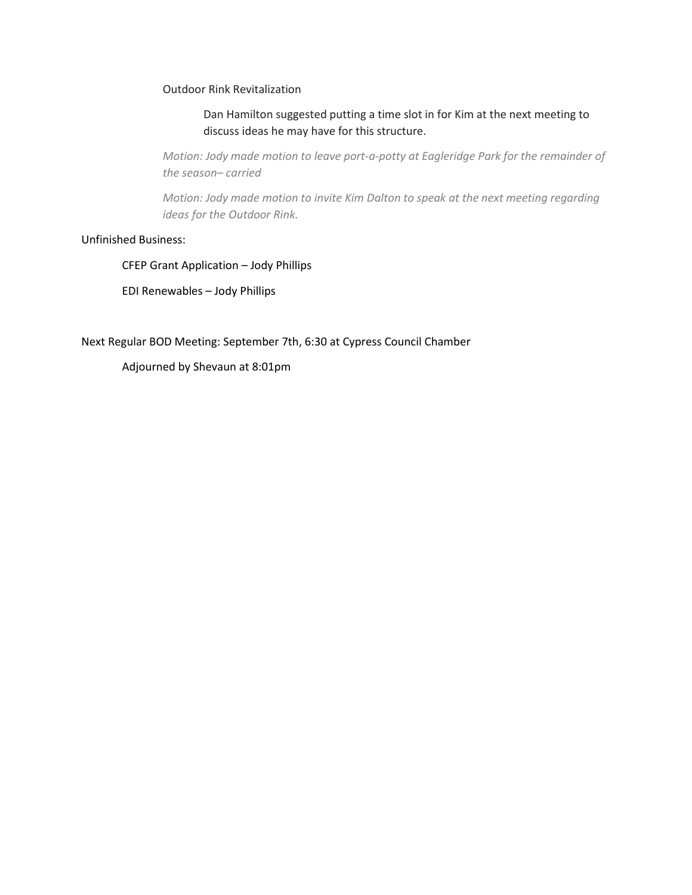Outdoor Rink Revitalization

Dan Hamilton suggested putting a time slot in for Kim at the next meeting to discuss ideas he may have for this structure.

*Motion: Jody made motion to leave port-a-potty at Eagleridge Park for the remainder of the season– carried*

*Motion: Jody made motion to invite Kim Dalton to speak at the next meeting regarding ideas for the Outdoor Rink.*

Unfinished Business:

CFEP Grant Application – Jody Phillips

EDI Renewables – Jody Phillips

Next Regular BOD Meeting: September 7th, 6:30 at Cypress Council Chamber

Adjourned by Shevaun at 8:01pm